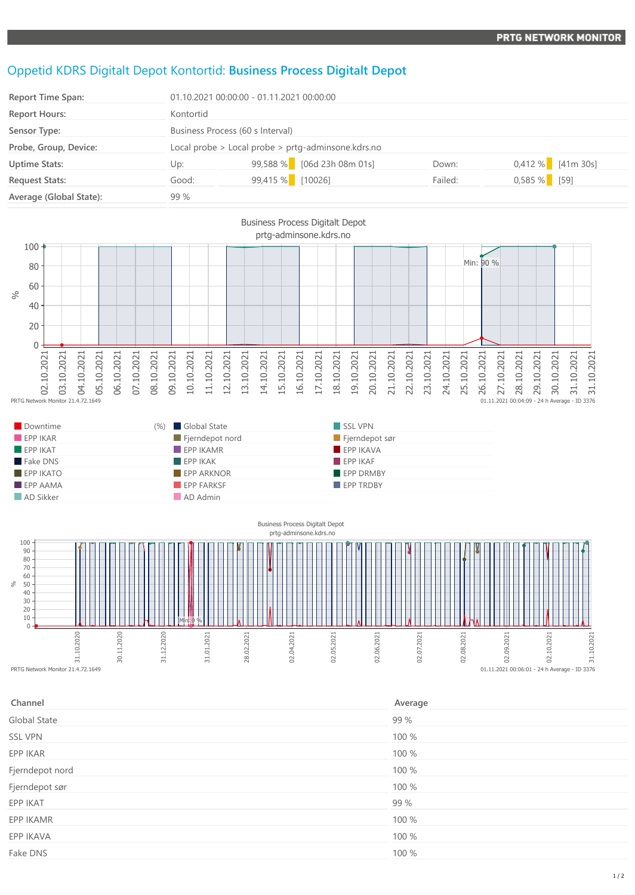PRTG NETWORK MONITOR

# Oppetid KDRS Digitalt Depot Kontortid: **Business Process Digitalt Depot**

| | | | | | |
|---|---|---|---|---|---|
| **Report Time Span:** | 01.10.2021 00:00:00 - 01.11.2021 00:00:00 | | | | |
| **Report Hours:** | Kontortid | | | | |
| **Sensor Type:** | Business Process (60 s Interval) | | | | |
| **Probe, Group, Device:** | Local probe > Local probe > prtg-adminsone.kdrs.no | | | | |
| **Uptime Stats:** | Up: | 99,588 % | [06d 23h 08m 01s] | Down: | 0,412 % [41m 30s] |
| **Request Stats:** | Good: | 99,415 % | [10026] | Failed: | 0,585 % [59] |
| **Average (Global State):** | 99 % | | | | |

Business Process Digitalt Depot
prtg-adminsone.kdrs.no

PRTG Network Monitor 21.4.72.1649 — 01.11.2021 00:04:09 - 24 h Average - ID 3376

| | | |
|---|---|---|
| Downtime (%) | Global State | SSL VPN |
| EPP IKAR | Fjerndepot nord | Fjerndepot sør |
| EPP IKAT | EPP IKAMR | EPP IKAVA |
| Fake DNS | EPP IKAK | EPP IKAF |
| EPP IKATO | EPP ARKNOR | EPP DRMBY |
| EPP AAMA | EPP FARKSF | EPP TRDBY |
| AD Sikker | AD Admin | |

Business Process Digitalt Depot
prtg-adminsone.kdrs.no

PRTG Network Monitor 21.4.72.1649 — 01.11.2021 00:06:01 - 24 h Average - ID 3376

| Channel | Average |
|---|---|
| Global State | 99 % |
| SSL VPN | 100 % |
| EPP IKAR | 100 % |
| Fjerndepot nord | 100 % |
| Fjerndepot sør | 100 % |
| EPP IKAT | 99 % |
| EPP IKAMR | 100 % |
| EPP IKAVA | 100 % |
| Fake DNS | 100 % |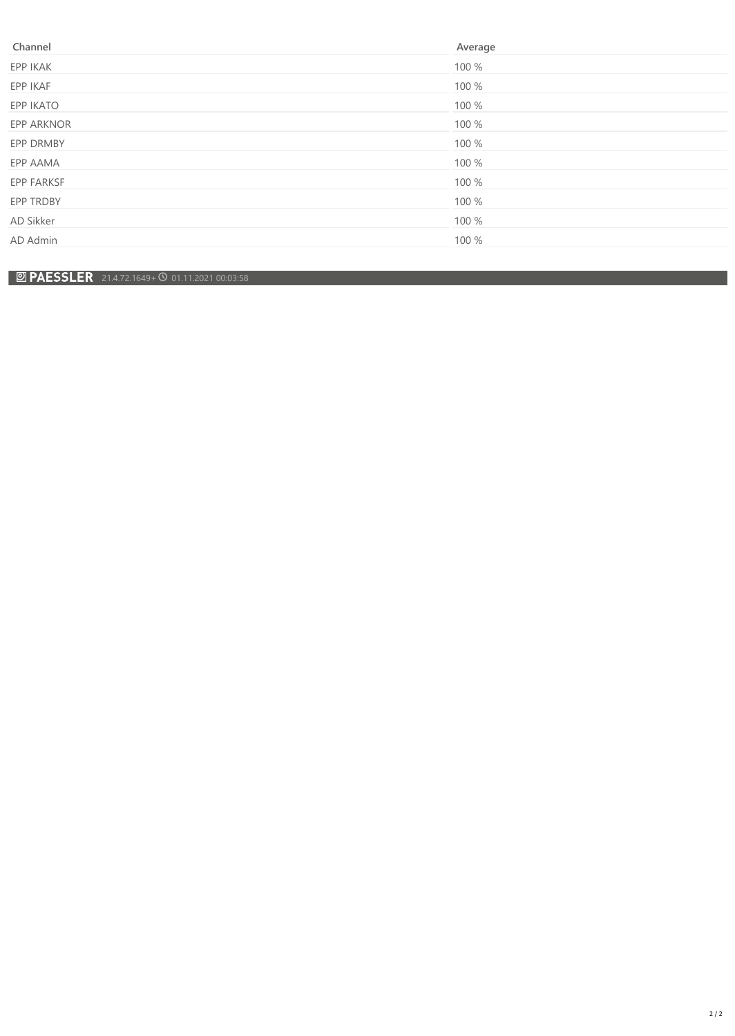| Channel | Average |
| --- | --- |
| EPP IKAK | 100 % |
| EPP IKAF | 100 % |
| EPP IKATO | 100 % |
| EPP ARKNOR | 100 % |
| EPP DRMBY | 100 % |
| EPP AAMA | 100 % |
| EPP FARKSF | 100 % |
| EPP TRDBY | 100 % |
| AD Sikker | 100 % |
| AD Admin | 100 % |

PAESSLER 21.4.72.1649+ 01.11.2021 00:03:58